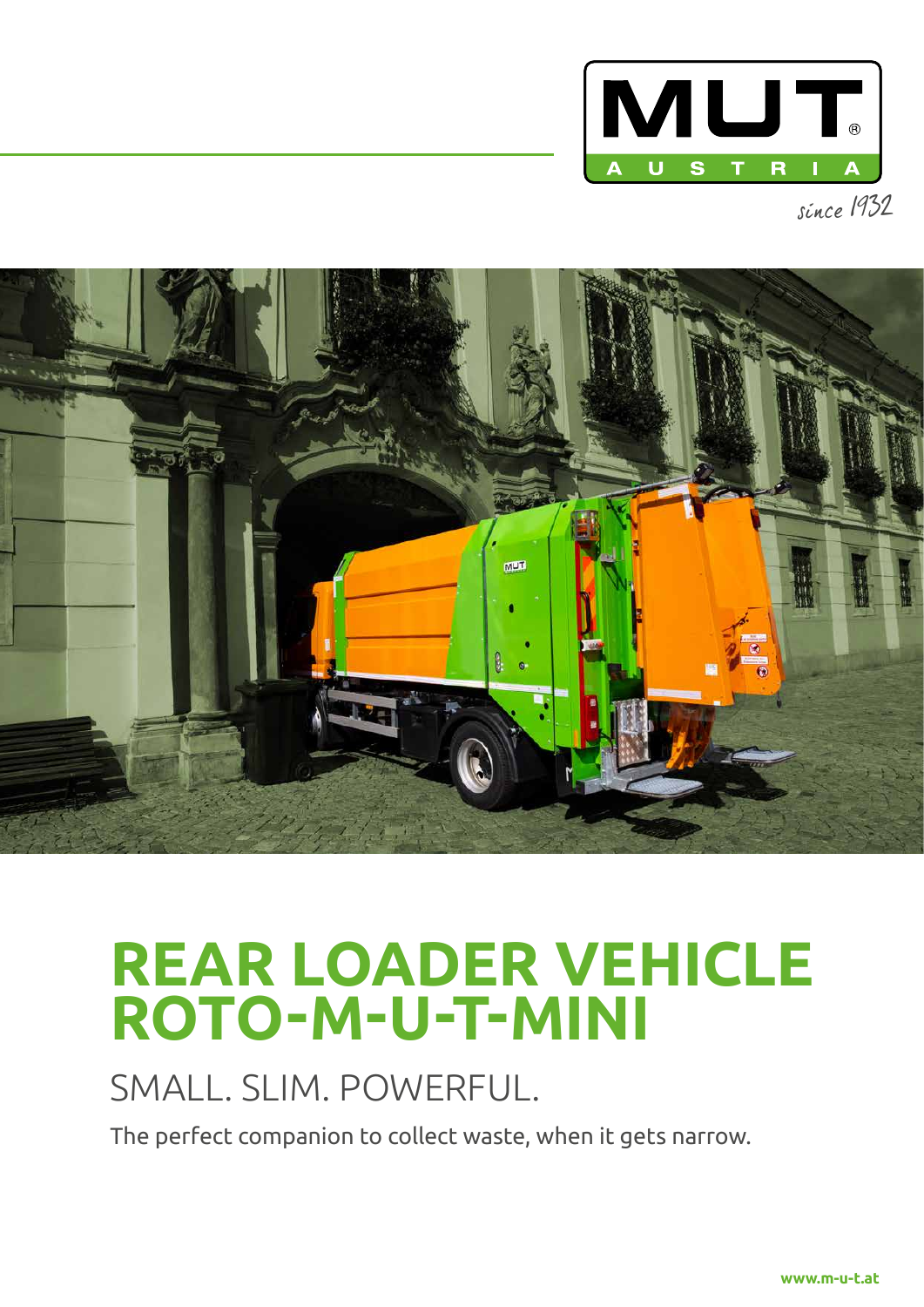MUT® AUSTRIA

since 1932

# REAR LOADER VEHICLE ROTO-M-U-T-MINI

## SMALL. SLIM. POWERFUL.

The perfect companion to collect waste, when it gets narrow.

www.m-u-t.at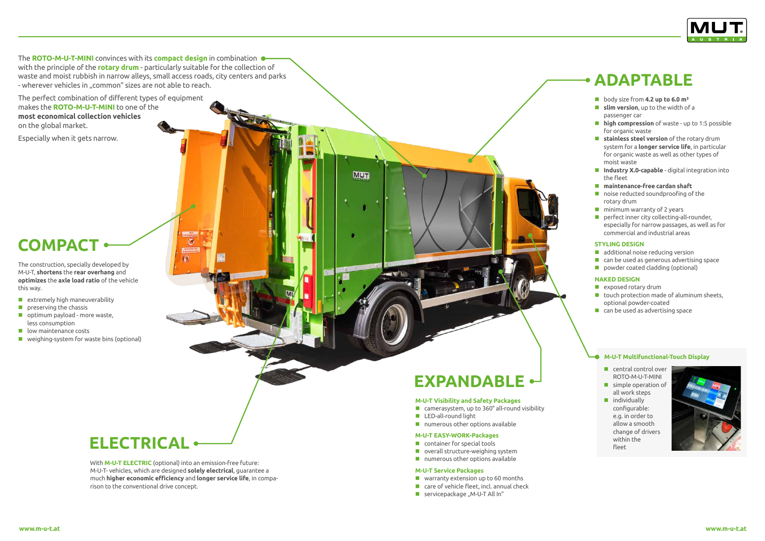The **ROTO-M-U-T-MINI** convinces with its **compact design** in combination with the principle of the **rotary drum** - particularly suitable for the collection of waste and moist rubbish in narrow alleys, small access roads, city centers and parks - wherever vehicles in „common" sizes are not able to reach.

The perfect combination of different types of equipment makes the **ROTO-M-U-T-MINI** to one of the **most economical collection vehicles** on the global market.

Especially when it gets narrow.

## COMPACT

The construction, specially developed by M-U-T, **shortens** the **rear overhang** and **optimizes** the **axle load ratio** of the vehicle this way.

- extremely high maneuverability
- preserving the chassis
- optimum payload - more waste, less consumption
- low maintenance costs
- weighing-system for waste bins (optional)

## ELECTRICAL

With **M-U-T ELECTRIC** (optional) into an emission-free future: M-U-T- vehicles, which are designed **solely electrical**, guarantee a much **higher economic efficiency** and **longer service life**, in comparison to the conventional drive concept.

## EXPANDABLE

### M-U-T Visibility and Safety Packages

- camerasystem, up to 360° all-round visibility
- LED-all-round light
- numerous other options available

### M-U-T EASY-WORK-Packages

- container for special tools
- overall structure-weighing system
- numerous other options available

### M-U-T Service Packages

- warranty extension up to 60 months
- care of vehicle fleet, incl. annual check
- servicepackage „M-U-T All In"

## ADAPTABLE

- body size from **4.2 up to 6.0 m³**
- **slim version**, up to the width of a passenger car
- **high compression** of waste - up to 1:5 possible for organic waste
- **stainless steel version** of the rotary drum system for a **longer service life**, in particular for organic waste as well as other types of moist waste
- **Industry X.0-capable** - digital integration into the fleet
- **maintenance-free cardan shaft**
- noise reducted soundproofing of the rotary drum
- minimum warranty of 2 years
- perfect inner city collecting-all-rounder, especially for narrow passages, as well as for commercial and industrial areas

### STYLING DESIGN

- additional noise reducing version
- can be used as generous advertising space
- powder coated cladding (optional)

### NAKED DESIGN

- exposed rotary drum
- touch protection made of aluminum sheets, optional powder-coated
- can be used as advertising space

### M-U-T Multifunctional-Touch Display

- central control over ROTO-M-U-T-MINI
- simple operation of all work steps
- individually configurable: e.g. in order to allow a smooth change of drivers within the fleet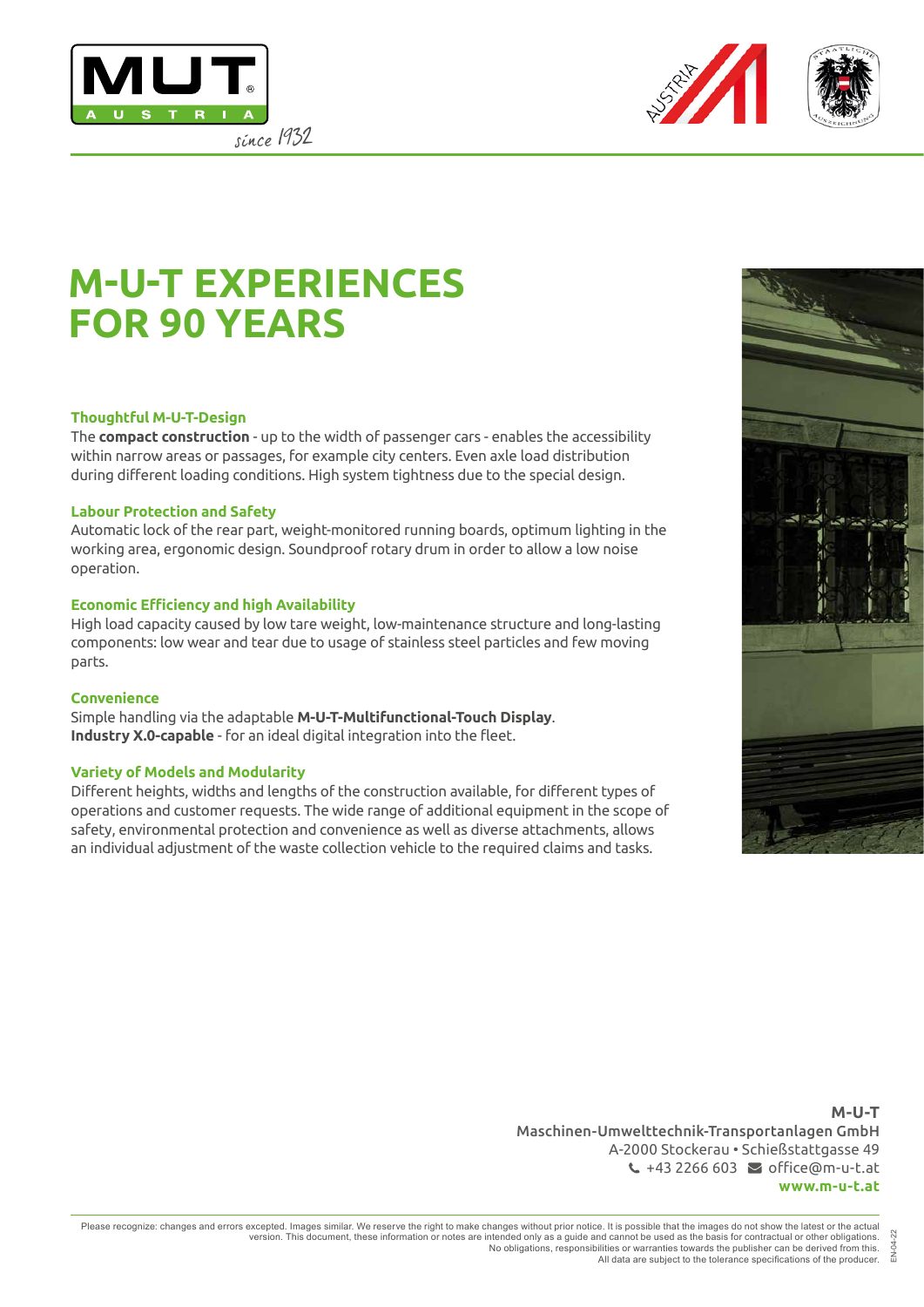# M-U-T EXPERIENCES FOR 90 YEARS

### Thoughtful M-U-T-Design

The **compact construction** - up to the width of passenger cars - enables the accessibility within narrow areas or passages, for example city centers. Even axle load distribution during different loading conditions. High system tightness due to the special design.

### Labour Protection and Safety

Automatic lock of the rear part, weight-monitored running boards, optimum lighting in the working area, ergonomic design. Soundproof rotary drum in order to allow a low noise operation.

### Economic Efficiency and high Availability

High load capacity caused by low tare weight, low-maintenance structure and long-lasting components: low wear and tear due to usage of stainless steel particles and few moving parts.

### Convenience

Simple handling via the adaptable **M-U-T-Multifunctional-Touch Display**.
**Industry X.0-capable** - for an ideal digital integration into the fleet.

### Variety of Models and Modularity

Different heights, widths and lengths of the construction available, for different types of operations and customer requests. The wide range of additional equipment in the scope of safety, environmental protection and convenience as well as diverse attachments, allows an individual adjustment of the waste collection vehicle to the required claims and tasks.

**M-U-T**
Maschinen-Umwelttechnik-Transportanlagen GmbH
A-2000 Stockerau • Schießstattgasse 49
+43 2266 603 office@m-u-t.at
**www.m-u-t.at**

Please recognize: changes and errors excepted. Images similar. We reserve the right to make changes without prior notice. It is possible that the images do not show the latest or the actual version. This document, these information or notes are intended only as a guide and cannot be used as the basis for contractual or other obligations. No obligations, responsibilities or warranties towards the publisher can be derived from this. All data are subject to the tolerance specifications of the producer.

EN-04-22